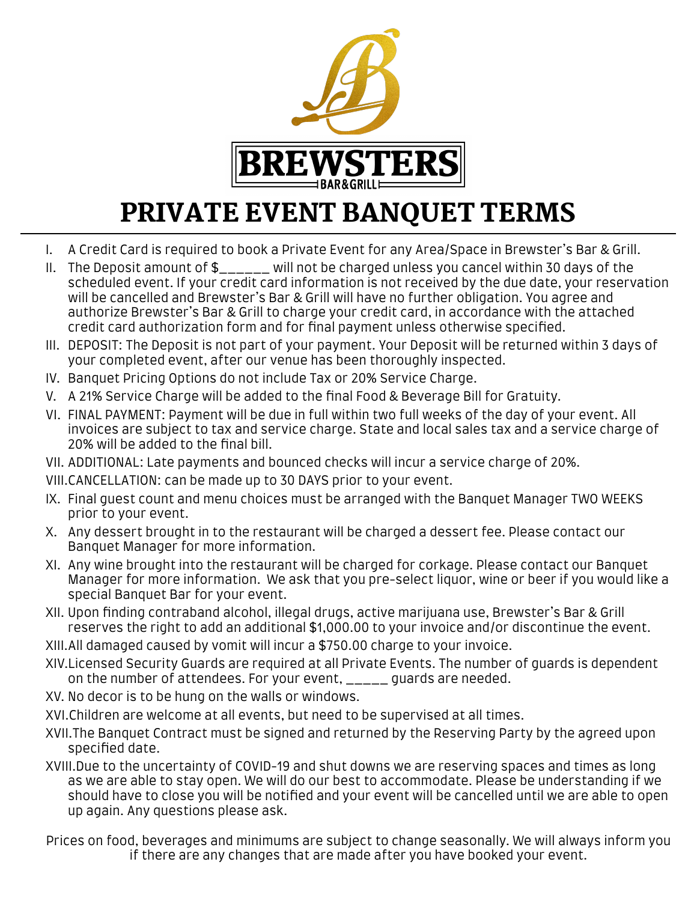# BREWSTERS

BAR & GRILL

# PRIVATE EVENT BANQUET TERMS

I. A Credit Card is required to book a Private Event for any Area/Space in Brewster's Bar & Grill.

II. The Deposit amount of $______ will not be charged unless you cancel within 30 days of the scheduled event. If your credit card information is not received by the due date, your reservation will be cancelled and Brewster's Bar & Grill will have no further obligation. You agree and authorize Brewster's Bar & Grill to charge your credit card, in accordance with the attached credit card authorization form and for final payment unless otherwise specified.

III. DEPOSIT: The Deposit is not part of your payment. Your Deposit will be returned within 3 days of your completed event, after our venue has been thoroughly inspected.

IV. Banquet Pricing Options do not include Tax or 20% Service Charge.

V. A 21% Service Charge will be added to the final Food & Beverage Bill for Gratuity.

VI. FINAL PAYMENT: Payment will be due in full within two full weeks of the day of your event. All invoices are subject to tax and service charge. State and local sales tax and a service charge of 20% will be added to the final bill.

VII. ADDITIONAL: Late payments and bounced checks will incur a service charge of 20%.

VIII. CANCELLATION: can be made up to 30 DAYS prior to your event.

IX. Final guest count and menu choices must be arranged with the Banquet Manager TWO WEEKS prior to your event.

X. Any dessert brought in to the restaurant will be charged a dessert fee. Please contact our Banquet Manager for more information.

XI. Any wine brought into the restaurant will be charged for corkage. Please contact our Banquet Manager for more information. We ask that you pre-select liquor, wine or beer if you would like a special Banquet Bar for your event.

XII. Upon finding contraband alcohol, illegal drugs, active marijuana use, Brewster's Bar & Grill reserves the right to add an additional $1,000.00 to your invoice and/or discontinue the event.

XIII. All damaged caused by vomit will incur a $750.00 charge to your invoice.

XIV. Licensed Security Guards are required at all Private Events. The number of guards is dependent on the number of attendees. For your event, _____ guards are needed.

XV. No decor is to be hung on the walls or windows.

XVI. Children are welcome at all events, but need to be supervised at all times.

XVII. The Banquet Contract must be signed and returned by the Reserving Party by the agreed upon specified date.

XVIII. Due to the uncertainty of COVID-19 and shut downs we are reserving spaces and times as long as we are able to stay open. We will do our best to accommodate. Please be understanding if we should have to close you will be notified and your event will be cancelled until we are able to open up again. Any questions please ask.

Prices on food, beverages and minimums are subject to change seasonally. We will always inform you if there are any changes that are made after you have booked your event.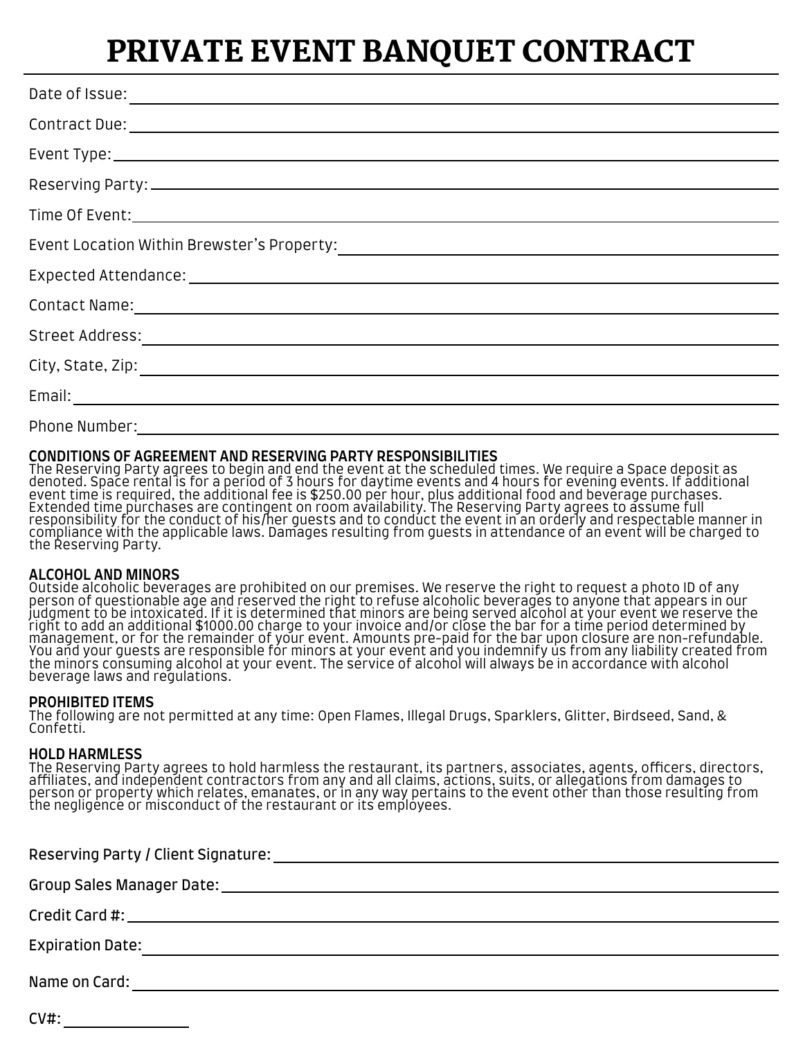# PRIVATE EVENT BANQUET CONTRACT

Date of Issue: \_\_\_\_\_\_\_\_\_\_\_\_\_\_\_\_\_\_\_\_

Contract Due: \_\_\_\_\_\_\_\_\_\_\_\_\_\_\_\_\_\_\_\_

Event Type: \_\_\_\_\_\_\_\_\_\_\_\_\_\_\_\_\_\_\_\_

Reserving Party: \_\_\_\_\_\_\_\_\_\_\_\_\_\_\_\_\_\_\_\_

Time Of Event: \_\_\_\_\_\_\_\_\_\_\_\_\_\_\_\_\_\_\_\_

Event Location Within Brewster's Property: \_\_\_\_\_\_\_\_\_\_\_\_\_\_\_\_\_\_\_\_

Expected Attendance: \_\_\_\_\_\_\_\_\_\_\_\_\_\_\_\_\_\_\_\_

Contact Name: \_\_\_\_\_\_\_\_\_\_\_\_\_\_\_\_\_\_\_\_

Street Address: \_\_\_\_\_\_\_\_\_\_\_\_\_\_\_\_\_\_\_\_

City, State, Zip: \_\_\_\_\_\_\_\_\_\_\_\_\_\_\_\_\_\_\_\_

Email: \_\_\_\_\_\_\_\_\_\_\_\_\_\_\_\_\_\_\_\_

Phone Number: \_\_\_\_\_\_\_\_\_\_\_\_\_\_\_\_\_\_\_\_

**CONDITIONS OF AGREEMENT AND RESERVING PARTY RESPONSIBILITIES**
The Reserving Party agrees to begin and end the event at the scheduled times. We require a Space deposit as denoted. Space rental is for a period of 3 hours for daytime events and 4 hours for evening events. If additional event time is required, the additional fee is $250.00 per hour, plus additional food and beverage purchases. Extended time purchases are contingent on room availability. The Reserving Party agrees to assume full responsibility for the conduct of his/her guests and to conduct the event in an orderly and respectable manner in compliance with the applicable laws. Damages resulting from guests in attendance of an event will be charged to the Reserving Party.

**ALCOHOL AND MINORS**
Outside alcoholic beverages are prohibited on our premises. We reserve the right to request a photo ID of any person of questionable age and reserved the right to refuse alcoholic beverages to anyone that appears in our judgment to be intoxicated. If it is determined that minors are being served alcohol at your event we reserve the right to add an additional $1000.00 charge to your invoice and/or close the bar for a time period determined by management, or for the remainder of your event. Amounts pre-paid for the bar upon closure are non-refundable. You and your guests are responsible for minors at your event and you indemnify us from any liability created from the minors consuming alcohol at your event. The service of alcohol will always be in accordance with alcohol beverage laws and regulations.

**PROHIBITED ITEMS**
The following are not permitted at any time: Open Flames, Illegal Drugs, Sparklers, Glitter, Birdseed, Sand, & Confetti.

**HOLD HARMLESS**
The Reserving Party agrees to hold harmless the restaurant, its partners, associates, agents, officers, directors, affiliates, and independent contractors from any and all claims, actions, suits, or allegations from damages to person or property which relates, emanates, or in any way pertains to the event other than those resulting from the negligence or misconduct of the restaurant or its employees.

Reserving Party / Client Signature: \_\_\_\_\_\_\_\_\_\_\_\_\_\_\_\_\_\_\_\_

Group Sales Manager Date: \_\_\_\_\_\_\_\_\_\_\_\_\_\_\_\_\_\_\_\_

Credit Card #: \_\_\_\_\_\_\_\_\_\_\_\_\_\_\_\_\_\_\_\_

Expiration Date: \_\_\_\_\_\_\_\_\_\_\_\_\_\_\_\_\_\_\_\_

Name on Card: \_\_\_\_\_\_\_\_\_\_\_\_\_\_\_\_\_\_\_\_

CV#: \_\_\_\_\_\_\_\_\_\_